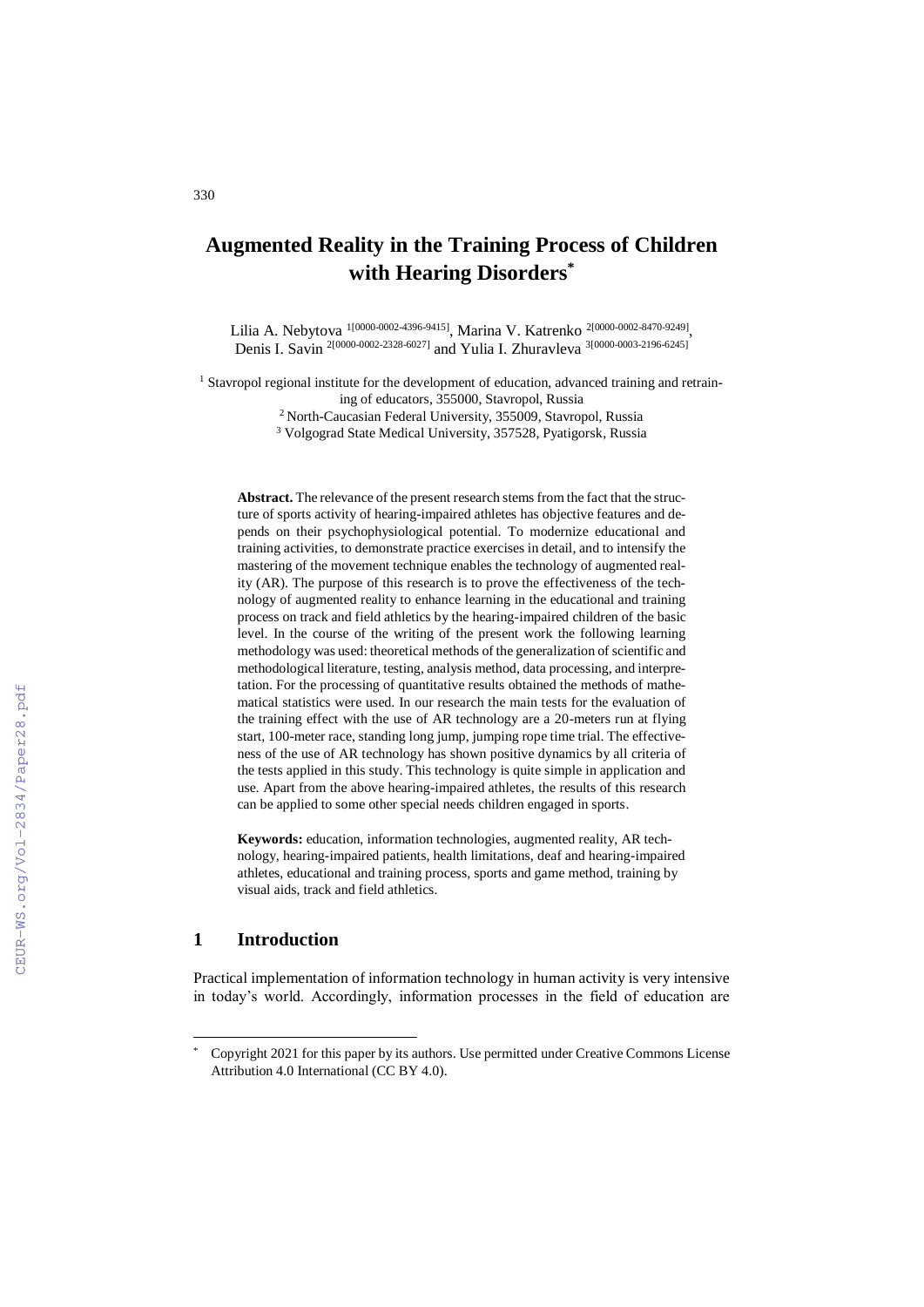# Augmented Reality in the Training Process of Children with Hearing Disorders*

Lilia A. Nebytova [1[0000-0002-4396-9415]], Marina V. Katrenko [2[0000-0002-8470-9249]], Denis I. Savin [2[0000-0002-2328-6027]] and Yulia I. Zhuravleva [3[0000-0003-2196-6245]]

[1] Stavropol regional institute for the development of education, advanced training and retraining of educators, 355000, Stavropol, Russia

[2] North-Caucasian Federal University, 355009, Stavropol, Russia

[3] Volgograd State Medical University, 357528, Pyatigorsk, Russia

**Abstract.** The relevance of the present research stems from the fact that the structure of sports activity of hearing-impaired athletes has objective features and depends on their psychophysiological potential. To modernize educational and training activities, to demonstrate practice exercises in detail, and to intensify the mastering of the movement technique enables the technology of augmented reality (AR). The purpose of this research is to prove the effectiveness of the technology of augmented reality to enhance learning in the educational and training process on track and field athletics by the hearing-impaired children of the basic level. In the course of the writing of the present work the following learning methodology was used: theoretical methods of the generalization of scientific and methodological literature, testing, analysis method, data processing, and interpretation. For the processing of quantitative results obtained the methods of mathematical statistics were used. In our research the main tests for the evaluation of the training effect with the use of AR technology are a 20-meters run at flying start, 100-meter race, standing long jump, jumping rope time trial. The effectiveness of the use of AR technology has shown positive dynamics by all criteria of the tests applied in this study. This technology is quite simple in application and use. Apart from the above hearing-impaired athletes, the results of this research can be applied to some other special needs children engaged in sports.

**Keywords:** education, information technologies, augmented reality, AR technology, hearing-impaired patients, health limitations, deaf and hearing-impaired athletes, educational and training process, sports and game method, training by visual aids, track and field athletics.

## 1 Introduction

Practical implementation of information technology in human activity is very intensive in today's world. Accordingly, information processes in the field of education are

* Copyright 2021 for this paper by its authors. Use permitted under Creative Commons License Attribution 4.0 International (CC BY 4.0).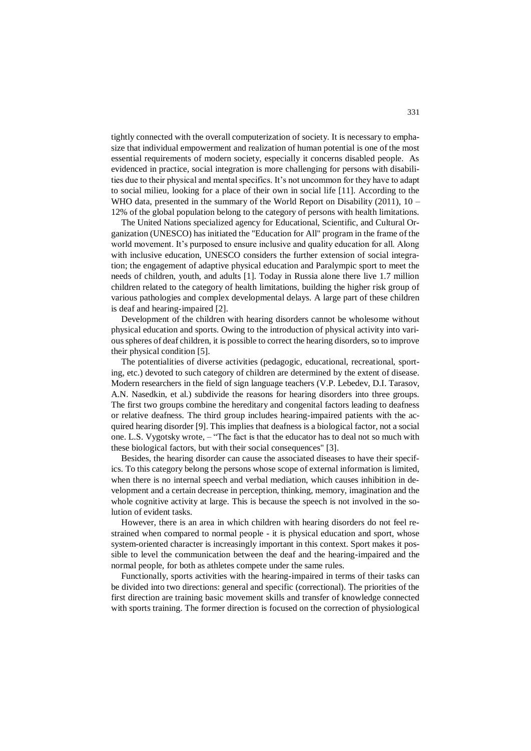tightly connected with the overall computerization of society. It is necessary to emphasize that individual empowerment and realization of human potential is one of the most essential requirements of modern society, especially it concerns disabled people. As evidenced in practice, social integration is more challenging for persons with disabilities due to their physical and mental specifics. It's not uncommon for they have to adapt to social milieu, looking for a place of their own in social life [11]. According to the WHO data, presented in the summary of the World Report on Disability (2011), 10 – 12% of the global population belong to the category of persons with health limitations.

The United Nations specialized agency for Educational, Scientific, and Cultural Organization (UNESCO) has initiated the "Education for All" program in the frame of the world movement. It's purposed to ensure inclusive and quality education for all. Along with inclusive education, UNESCO considers the further extension of social integration; the engagement of adaptive physical education and Paralympic sport to meet the needs of children, youth, and adults [1]. Today in Russia alone there live 1.7 million children related to the category of health limitations, building the higher risk group of various pathologies and complex developmental delays. A large part of these children is deaf and hearing-impaired [2].

Development of the children with hearing disorders cannot be wholesome without physical education and sports. Owing to the introduction of physical activity into various spheres of deaf children, it is possible to correct the hearing disorders, so to improve their physical condition [5].

The potentialities of diverse activities (pedagogic, educational, recreational, sporting, etc.) devoted to such category of children are determined by the extent of disease. Modern researchers in the field of sign language teachers (V.P. Lebedev, D.I. Tarasov, A.N. Nasedkin, et al.) subdivide the reasons for hearing disorders into three groups. The first two groups combine the hereditary and congenital factors leading to deafness or relative deafness. The third group includes hearing-impaired patients with the acquired hearing disorder [9]. This implies that deafness is a biological factor, not a social one. L.S. Vygotsky wrote, – "The fact is that the educator has to deal not so much with these biological factors, but with their social consequences" [3].

Besides, the hearing disorder can cause the associated diseases to have their specifics. To this category belong the persons whose scope of external information is limited, when there is no internal speech and verbal mediation, which causes inhibition in development and a certain decrease in perception, thinking, memory, imagination and the whole cognitive activity at large. This is because the speech is not involved in the solution of evident tasks.

However, there is an area in which children with hearing disorders do not feel restrained when compared to normal people - it is physical education and sport, whose system-oriented character is increasingly important in this context. Sport makes it possible to level the communication between the deaf and the hearing-impaired and the normal people, for both as athletes compete under the same rules.

Functionally, sports activities with the hearing-impaired in terms of their tasks can be divided into two directions: general and specific (correctional). The priorities of the first direction are training basic movement skills and transfer of knowledge connected with sports training. The former direction is focused on the correction of physiological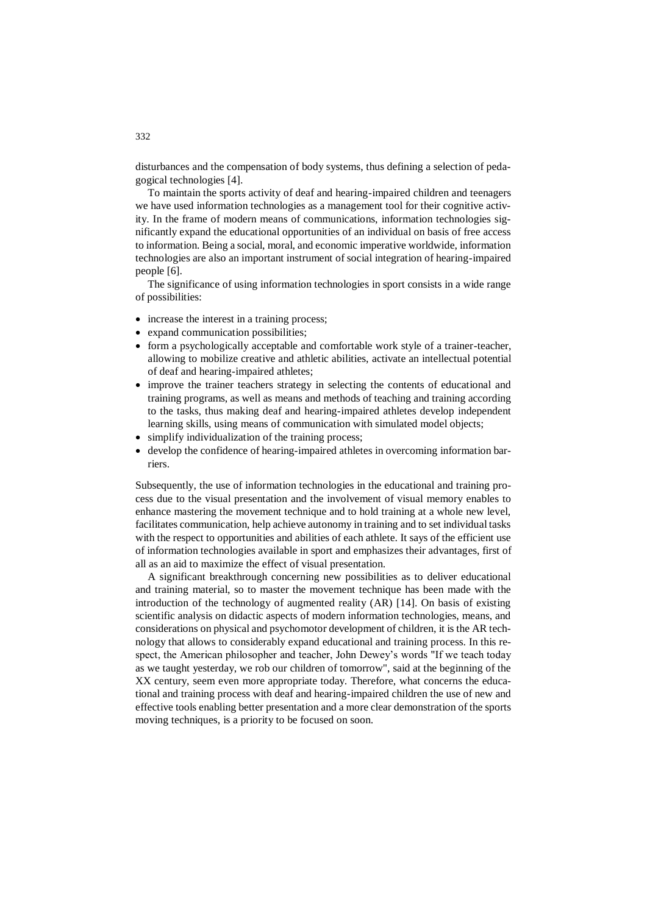disturbances and the compensation of body systems, thus defining a selection of pedagogical technologies [4].

To maintain the sports activity of deaf and hearing-impaired children and teenagers we have used information technologies as a management tool for their cognitive activity. In the frame of modern means of communications, information technologies significantly expand the educational opportunities of an individual on basis of free access to information. Being a social, moral, and economic imperative worldwide, information technologies are also an important instrument of social integration of hearing-impaired people [6].

The significance of using information technologies in sport consists in a wide range of possibilities:

- increase the interest in a training process;
- expand communication possibilities;
- form a psychologically acceptable and comfortable work style of a trainer-teacher, allowing to mobilize creative and athletic abilities, activate an intellectual potential of deaf and hearing-impaired athletes;
- improve the trainer teachers strategy in selecting the contents of educational and training programs, as well as means and methods of teaching and training according to the tasks, thus making deaf and hearing-impaired athletes develop independent learning skills, using means of communication with simulated model objects;
- simplify individualization of the training process;
- develop the confidence of hearing-impaired athletes in overcoming information barriers.

Subsequently, the use of information technologies in the educational and training process due to the visual presentation and the involvement of visual memory enables to enhance mastering the movement technique and to hold training at a whole new level, facilitates communication, help achieve autonomy in training and to set individual tasks with the respect to opportunities and abilities of each athlete. It says of the efficient use of information technologies available in sport and emphasizes their advantages, first of all as an aid to maximize the effect of visual presentation.

A significant breakthrough concerning new possibilities as to deliver educational and training material, so to master the movement technique has been made with the introduction of the technology of augmented reality (AR) [14]. On basis of existing scientific analysis on didactic aspects of modern information technologies, means, and considerations on physical and psychomotor development of children, it is the AR technology that allows to considerably expand educational and training process. In this respect, the American philosopher and teacher, John Dewey's words "If we teach today as we taught yesterday, we rob our children of tomorrow", said at the beginning of the XX century, seem even more appropriate today. Therefore, what concerns the educational and training process with deaf and hearing-impaired children the use of new and effective tools enabling better presentation and a more clear demonstration of the sports moving techniques, is a priority to be focused on soon.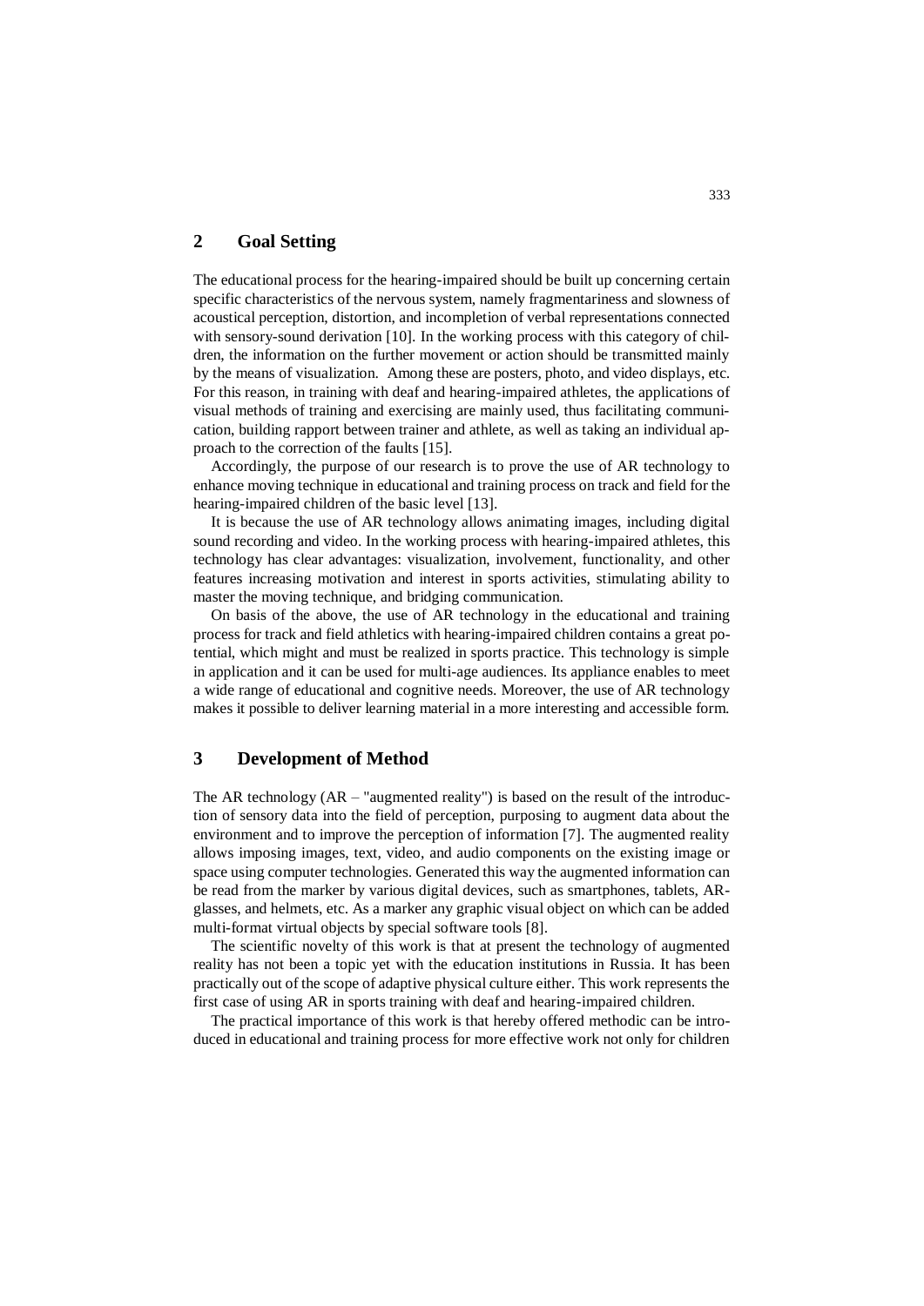## 2 Goal Setting

The educational process for the hearing-impaired should be built up concerning certain specific characteristics of the nervous system, namely fragmentariness and slowness of acoustical perception, distortion, and incompletion of verbal representations connected with sensory-sound derivation [10]. In the working process with this category of children, the information on the further movement or action should be transmitted mainly by the means of visualization. Among these are posters, photo, and video displays, etc. For this reason, in training with deaf and hearing-impaired athletes, the applications of visual methods of training and exercising are mainly used, thus facilitating communication, building rapport between trainer and athlete, as well as taking an individual approach to the correction of the faults [15].

Accordingly, the purpose of our research is to prove the use of AR technology to enhance moving technique in educational and training process on track and field for the hearing-impaired children of the basic level [13].

It is because the use of AR technology allows animating images, including digital sound recording and video. In the working process with hearing-impaired athletes, this technology has clear advantages: visualization, involvement, functionality, and other features increasing motivation and interest in sports activities, stimulating ability to master the moving technique, and bridging communication.

On basis of the above, the use of AR technology in the educational and training process for track and field athletics with hearing-impaired children contains a great potential, which might and must be realized in sports practice. This technology is simple in application and it can be used for multi-age audiences. Its appliance enables to meet a wide range of educational and cognitive needs. Moreover, the use of AR technology makes it possible to deliver learning material in a more interesting and accessible form.

## 3 Development of Method

The AR technology (AR – "augmented reality") is based on the result of the introduction of sensory data into the field of perception, purposing to augment data about the environment and to improve the perception of information [7]. The augmented reality allows imposing images, text, video, and audio components on the existing image or space using computer technologies. Generated this way the augmented information can be read from the marker by various digital devices, such as smartphones, tablets, AR-glasses, and helmets, etc. As a marker any graphic visual object on which can be added multi-format virtual objects by special software tools [8].

The scientific novelty of this work is that at present the technology of augmented reality has not been a topic yet with the education institutions in Russia. It has been practically out of the scope of adaptive physical culture either. This work represents the first case of using AR in sports training with deaf and hearing-impaired children.

The practical importance of this work is that hereby offered methodic can be introduced in educational and training process for more effective work not only for children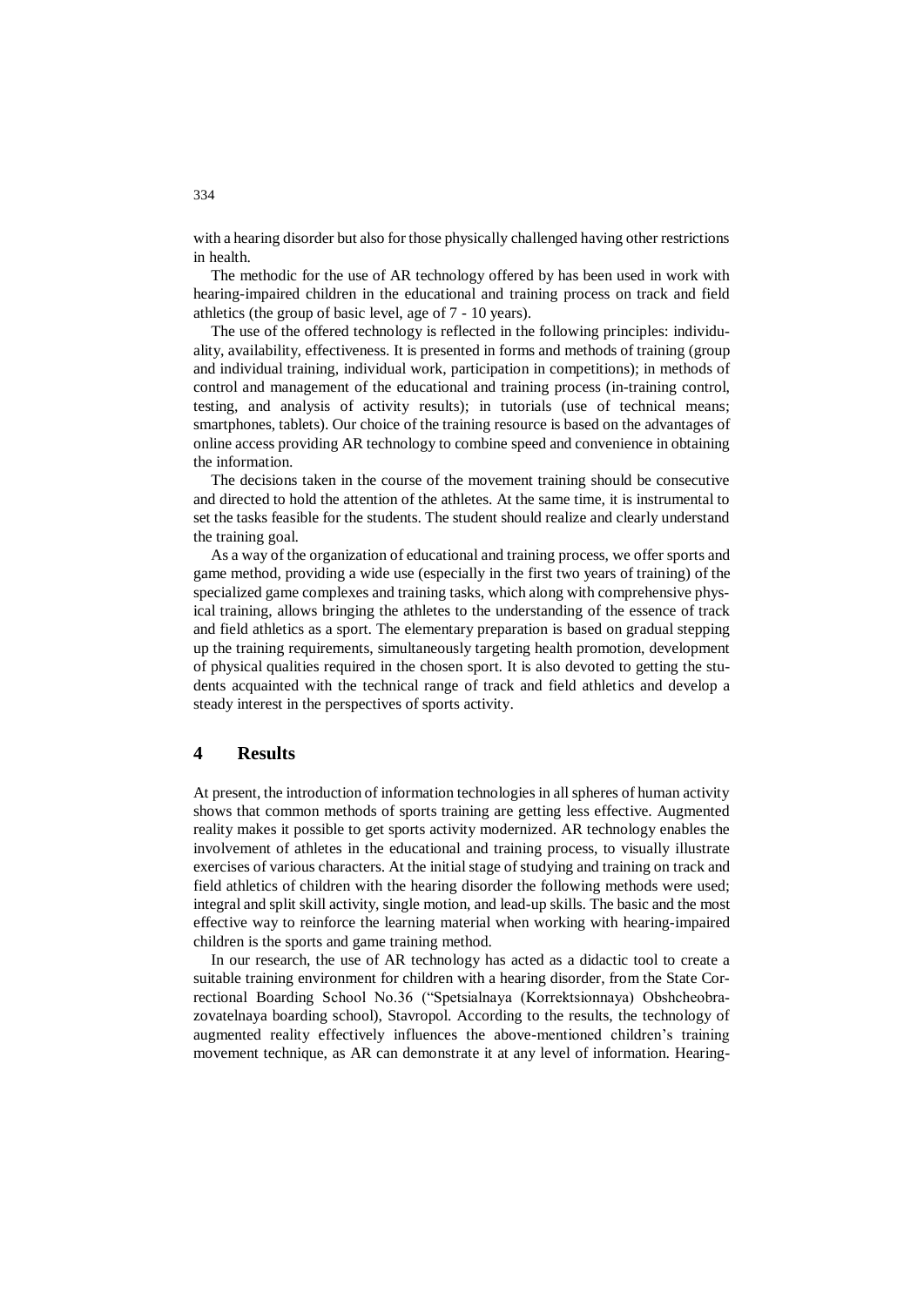with a hearing disorder but also for those physically challenged having other restrictions in health.

The methodic for the use of AR technology offered by has been used in work with hearing-impaired children in the educational and training process on track and field athletics (the group of basic level, age of 7 - 10 years).

The use of the offered technology is reflected in the following principles: individuality, availability, effectiveness. It is presented in forms and methods of training (group and individual training, individual work, participation in competitions); in methods of control and management of the educational and training process (in-training control, testing, and analysis of activity results); in tutorials (use of technical means; smartphones, tablets). Our choice of the training resource is based on the advantages of online access providing AR technology to combine speed and convenience in obtaining the information.

The decisions taken in the course of the movement training should be consecutive and directed to hold the attention of the athletes. At the same time, it is instrumental to set the tasks feasible for the students. The student should realize and clearly understand the training goal.

As a way of the organization of educational and training process, we offer sports and game method, providing a wide use (especially in the first two years of training) of the specialized game complexes and training tasks, which along with comprehensive physical training, allows bringing the athletes to the understanding of the essence of track and field athletics as a sport. The elementary preparation is based on gradual stepping up the training requirements, simultaneously targeting health promotion, development of physical qualities required in the chosen sport. It is also devoted to getting the students acquainted with the technical range of track and field athletics and develop a steady interest in the perspectives of sports activity.

## 4 Results

At present, the introduction of information technologies in all spheres of human activity shows that common methods of sports training are getting less effective. Augmented reality makes it possible to get sports activity modernized. AR technology enables the involvement of athletes in the educational and training process, to visually illustrate exercises of various characters. At the initial stage of studying and training on track and field athletics of children with the hearing disorder the following methods were used; integral and split skill activity, single motion, and lead-up skills. The basic and the most effective way to reinforce the learning material when working with hearing-impaired children is the sports and game training method.

In our research, the use of AR technology has acted as a didactic tool to create a suitable training environment for children with a hearing disorder, from the State Correctional Boarding School No.36 ("Spetsialnaya (Korrektsionnaya) Obshcheobrazovatelnaya boarding school), Stavropol. According to the results, the technology of augmented reality effectively influences the above-mentioned children's training movement technique, as AR can demonstrate it at any level of information. Hearing-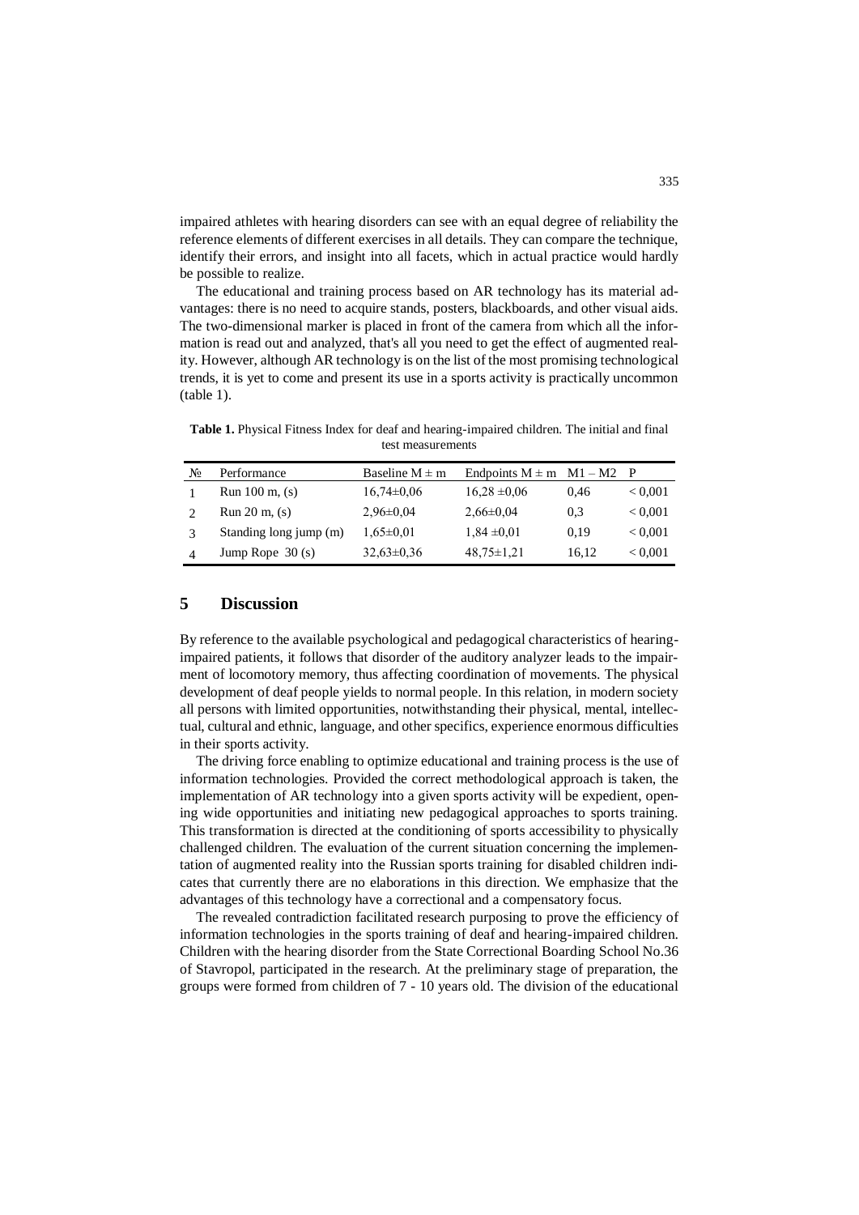impaired athletes with hearing disorders can see with an equal degree of reliability the reference elements of different exercises in all details. They can compare the technique, identify their errors, and insight into all facets, which in actual practice would hardly be possible to realize.

The educational and training process based on AR technology has its material advantages: there is no need to acquire stands, posters, blackboards, and other visual aids. The two-dimensional marker is placed in front of the camera from which all the information is read out and analyzed, that's all you need to get the effect of augmented reality. However, although AR technology is on the list of the most promising technological trends, it is yet to come and present its use in a sports activity is practically uncommon (table 1).

**Table 1.** Physical Fitness Index for deaf and hearing-impaired children. The initial and final test measurements

| № | Performance | Baseline M ± m | Endpoints M ± m | M1 – M2 | P |
|---|---|---|---|---|---|
| 1 | Run 100 m, (s) | 16,74±0,06 | 16,28 ±0,06 | 0,46 | < 0,001 |
| 2 | Run 20 m, (s) | 2,96±0,04 | 2,66±0,04 | 0,3 | < 0,001 |
| 3 | Standing long jump (m) | 1,65±0,01 | 1,84 ±0,01 | 0,19 | < 0,001 |
| 4 | Jump Rope 30 (s) | 32,63±0,36 | 48,75±1,21 | 16,12 | < 0,001 |

## 5 Discussion

By reference to the available psychological and pedagogical characteristics of hearing-impaired patients, it follows that disorder of the auditory analyzer leads to the impairment of locomotory memory, thus affecting coordination of movements. The physical development of deaf people yields to normal people. In this relation, in modern society all persons with limited opportunities, notwithstanding their physical, mental, intellectual, cultural and ethnic, language, and other specifics, experience enormous difficulties in their sports activity.

The driving force enabling to optimize educational and training process is the use of information technologies. Provided the correct methodological approach is taken, the implementation of AR technology into a given sports activity will be expedient, opening wide opportunities and initiating new pedagogical approaches to sports training. This transformation is directed at the conditioning of sports accessibility to physically challenged children. The evaluation of the current situation concerning the implementation of augmented reality into the Russian sports training for disabled children indicates that currently there are no elaborations in this direction. We emphasize that the advantages of this technology have a correctional and a compensatory focus.

The revealed contradiction facilitated research purposing to prove the efficiency of information technologies in the sports training of deaf and hearing-impaired children. Children with the hearing disorder from the State Correctional Boarding School No.36 of Stavropol, participated in the research. At the preliminary stage of preparation, the groups were formed from children of 7 - 10 years old. The division of the educational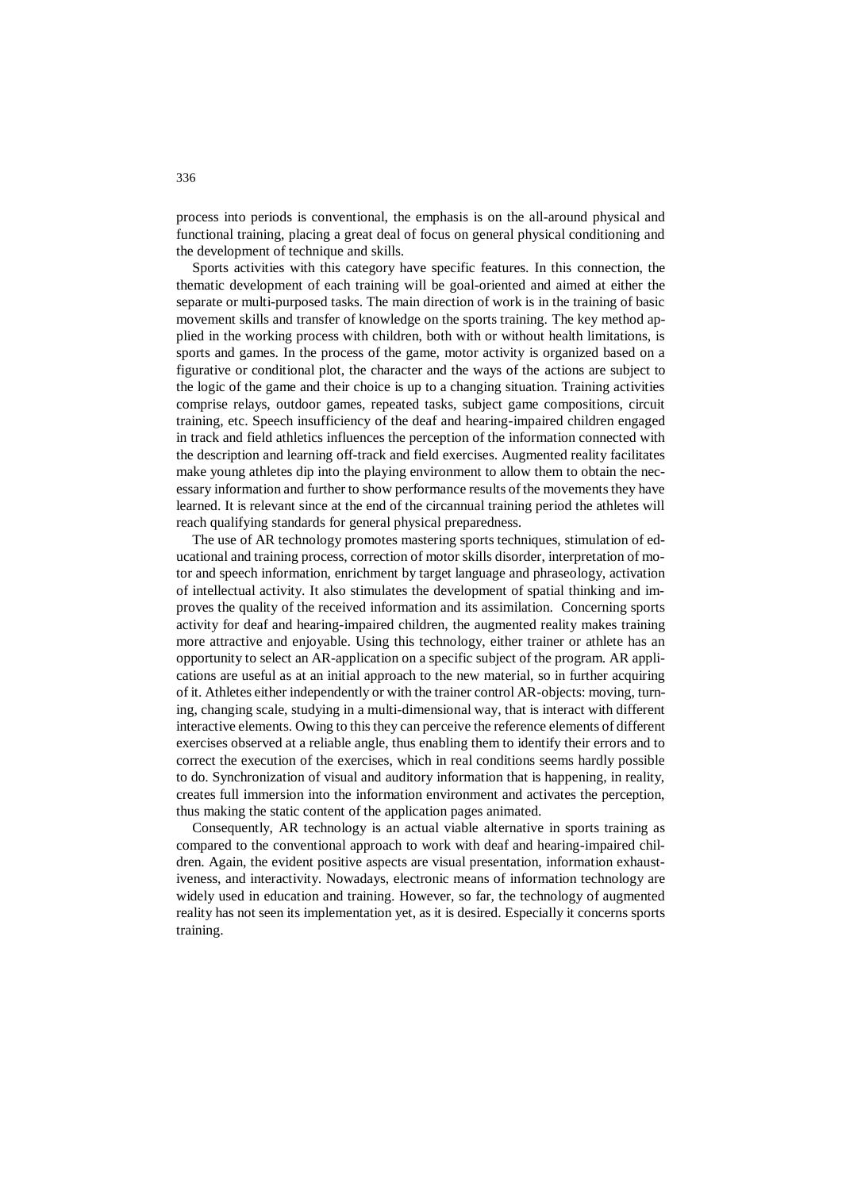process into periods is conventional, the emphasis is on the all-around physical and functional training, placing a great deal of focus on general physical conditioning and the development of technique and skills.

Sports activities with this category have specific features. In this connection, the thematic development of each training will be goal-oriented and aimed at either the separate or multi-purposed tasks. The main direction of work is in the training of basic movement skills and transfer of knowledge on the sports training. The key method applied in the working process with children, both with or without health limitations, is sports and games. In the process of the game, motor activity is organized based on a figurative or conditional plot, the character and the ways of the actions are subject to the logic of the game and their choice is up to a changing situation. Training activities comprise relays, outdoor games, repeated tasks, subject game compositions, circuit training, etc. Speech insufficiency of the deaf and hearing-impaired children engaged in track and field athletics influences the perception of the information connected with the description and learning off-track and field exercises. Augmented reality facilitates make young athletes dip into the playing environment to allow them to obtain the necessary information and further to show performance results of the movements they have learned. It is relevant since at the end of the circannual training period the athletes will reach qualifying standards for general physical preparedness.

The use of AR technology promotes mastering sports techniques, stimulation of educational and training process, correction of motor skills disorder, interpretation of motor and speech information, enrichment by target language and phraseology, activation of intellectual activity. It also stimulates the development of spatial thinking and improves the quality of the received information and its assimilation. Concerning sports activity for deaf and hearing-impaired children, the augmented reality makes training more attractive and enjoyable. Using this technology, either trainer or athlete has an opportunity to select an AR-application on a specific subject of the program. AR applications are useful as at an initial approach to the new material, so in further acquiring of it. Athletes either independently or with the trainer control AR-objects: moving, turning, changing scale, studying in a multi-dimensional way, that is interact with different interactive elements. Owing to this they can perceive the reference elements of different exercises observed at a reliable angle, thus enabling them to identify their errors and to correct the execution of the exercises, which in real conditions seems hardly possible to do. Synchronization of visual and auditory information that is happening, in reality, creates full immersion into the information environment and activates the perception, thus making the static content of the application pages animated.

Consequently, AR technology is an actual viable alternative in sports training as compared to the conventional approach to work with deaf and hearing-impaired children. Again, the evident positive aspects are visual presentation, information exhaustiveness, and interactivity. Nowadays, electronic means of information technology are widely used in education and training. However, so far, the technology of augmented reality has not seen its implementation yet, as it is desired. Especially it concerns sports training.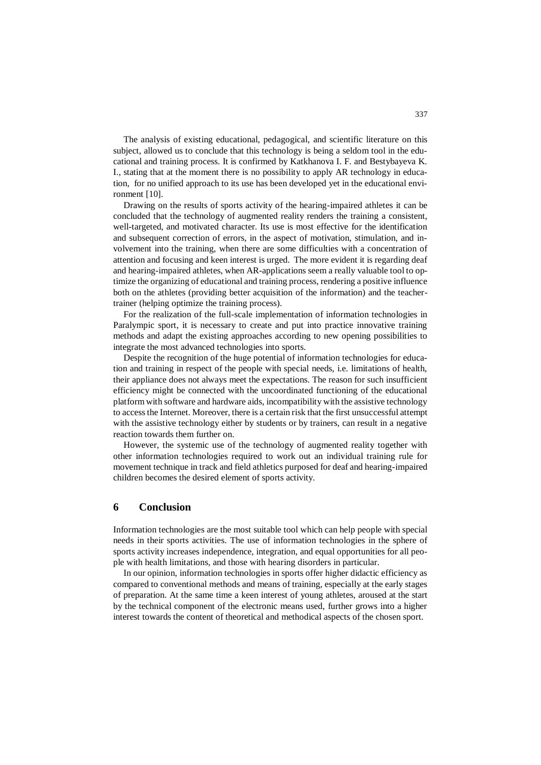The analysis of existing educational, pedagogical, and scientific literature on this subject, allowed us to conclude that this technology is being a seldom tool in the educational and training process. It is confirmed by Katkhanova I. F. and Bestybayeva K. I., stating that at the moment there is no possibility to apply AR technology in education, for no unified approach to its use has been developed yet in the educational environment [10].

Drawing on the results of sports activity of the hearing-impaired athletes it can be concluded that the technology of augmented reality renders the training a consistent, well-targeted, and motivated character. Its use is most effective for the identification and subsequent correction of errors, in the aspect of motivation, stimulation, and involvement into the training, when there are some difficulties with a concentration of attention and focusing and keen interest is urged. The more evident it is regarding deaf and hearing-impaired athletes, when AR-applications seem a really valuable tool to optimize the organizing of educational and training process, rendering a positive influence both on the athletes (providing better acquisition of the information) and the teacher-trainer (helping optimize the training process).

For the realization of the full-scale implementation of information technologies in Paralympic sport, it is necessary to create and put into practice innovative training methods and adapt the existing approaches according to new opening possibilities to integrate the most advanced technologies into sports.

Despite the recognition of the huge potential of information technologies for education and training in respect of the people with special needs, i.e. limitations of health, their appliance does not always meet the expectations. The reason for such insufficient efficiency might be connected with the uncoordinated functioning of the educational platform with software and hardware aids, incompatibility with the assistive technology to access the Internet. Moreover, there is a certain risk that the first unsuccessful attempt with the assistive technology either by students or by trainers, can result in a negative reaction towards them further on.

However, the systemic use of the technology of augmented reality together with other information technologies required to work out an individual training rule for movement technique in track and field athletics purposed for deaf and hearing-impaired children becomes the desired element of sports activity.

## 6 Conclusion

Information technologies are the most suitable tool which can help people with special needs in their sports activities. The use of information technologies in the sphere of sports activity increases independence, integration, and equal opportunities for all people with health limitations, and those with hearing disorders in particular.

In our opinion, information technologies in sports offer higher didactic efficiency as compared to conventional methods and means of training, especially at the early stages of preparation. At the same time a keen interest of young athletes, aroused at the start by the technical component of the electronic means used, further grows into a higher interest towards the content of theoretical and methodical aspects of the chosen sport.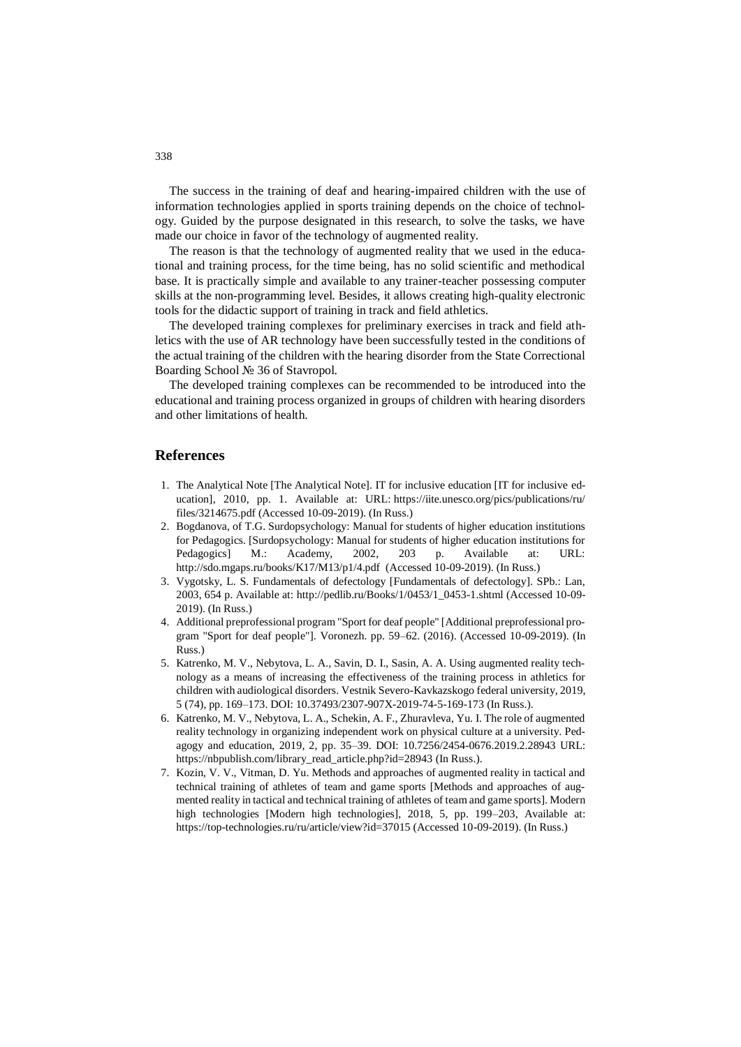The success in the training of deaf and hearing-impaired children with the use of information technologies applied in sports training depends on the choice of technology. Guided by the purpose designated in this research, to solve the tasks, we have made our choice in favor of the technology of augmented reality.

The reason is that the technology of augmented reality that we used in the educational and training process, for the time being, has no solid scientific and methodical base. It is practically simple and available to any trainer-teacher possessing computer skills at the non-programming level. Besides, it allows creating high-quality electronic tools for the didactic support of training in track and field athletics.

The developed training complexes for preliminary exercises in track and field athletics with the use of AR technology have been successfully tested in the conditions of the actual training of the children with the hearing disorder from the State Correctional Boarding School № 36 of Stavropol.

The developed training complexes can be recommended to be introduced into the educational and training process organized in groups of children with hearing disorders and other limitations of health.

## References

1. The Analytical Note [The Analytical Note]. IT for inclusive education [IT for inclusive education], 2010, pp. 1. Available at: URL: https://iite.unesco.org/pics/publications/ru/files/3214675.pdf (Accessed 10-09-2019). (In Russ.)
2. Bogdanova, of T.G. Surdopsychology: Manual for students of higher education institutions for Pedagogics. [Surdopsychology: Manual for students of higher education institutions for Pedagogics] M.: Academy, 2002, 203 p. Available at: URL: http://sdo.mgaps.ru/books/K17/M13/p1/4.pdf (Accessed 10-09-2019). (In Russ.)
3. Vygotsky, L. S. Fundamentals of defectology [Fundamentals of defectology]. SPb.: Lan, 2003, 654 p. Available at: http://pedlib.ru/Books/1/0453/1_0453-1.shtml (Accessed 10-09-2019). (In Russ.)
4. Additional preprofessional program "Sport for deaf people" [Additional preprofessional program "Sport for deaf people"]. Voronezh. pp. 59–62. (2016). (Accessed 10-09-2019). (In Russ.)
5. Katrenko, M. V., Nebytova, L. A., Savin, D. I., Sasin, A. A. Using augmented reality technology as a means of increasing the effectiveness of the training process in athletics for children with audiological disorders. Vestnik Severo-Kavkazskogo federal university, 2019, 5 (74), pp. 169–173. DOI: 10.37493/2307-907X-2019-74-5-169-173 (In Russ.).
6. Katrenko, M. V., Nebytova, L. A., Schekin, A. F., Zhuravleva, Yu. I. The role of augmented reality technology in organizing independent work on physical culture at a university. Pedagogy and education, 2019, 2, pp. 35–39. DOI: 10.7256/2454-0676.2019.2.28943 URL: https://nbpublish.com/library_read_article.php?id=28943 (In Russ.).
7. Kozin, V. V., Vitman, D. Yu. Methods and approaches of augmented reality in tactical and technical training of athletes of team and game sports [Methods and approaches of augmented reality in tactical and technical training of athletes of team and game sports]. Modern high technologies [Modern high technologies], 2018, 5, pp. 199–203, Available at: https://top-technologies.ru/ru/article/view?id=37015 (Accessed 10-09-2019). (In Russ.)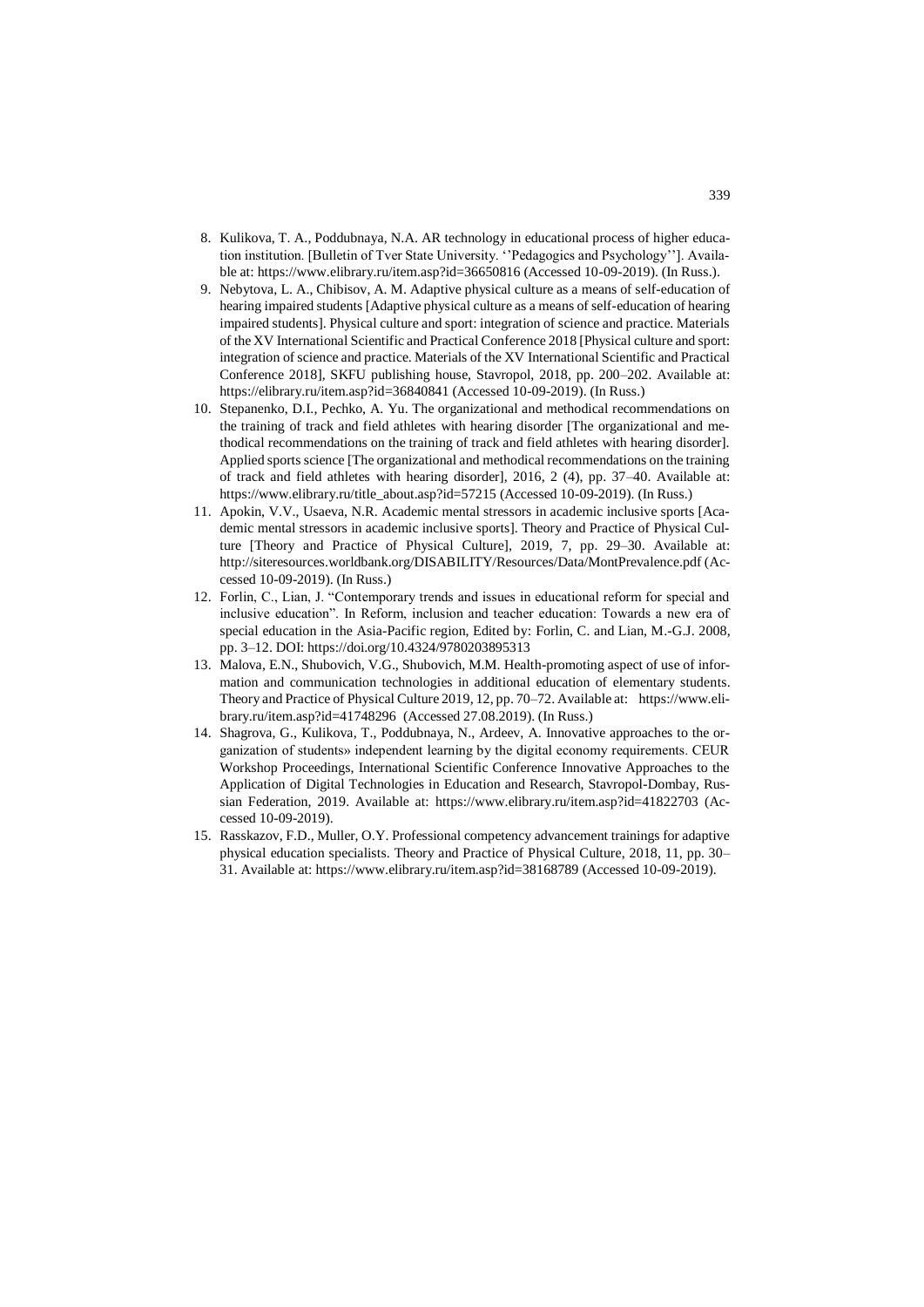8. Kulikova, T. A., Poddubnaya, N.A. AR technology in educational process of higher education institution. [Bulletin of Tver State University. ''Pedagogics and Psychology'']. Available at: https://www.elibrary.ru/item.asp?id=36650816 (Accessed 10-09-2019). (In Russ.).
9. Nebytova, L. A., Chibisov, A. M. Adaptive physical culture as a means of self-education of hearing impaired students [Adaptive physical culture as a means of self-education of hearing impaired students]. Physical culture and sport: integration of science and practice. Materials of the XV International Scientific and Practical Conference 2018 [Physical culture and sport: integration of science and practice. Materials of the XV International Scientific and Practical Conference 2018], SKFU publishing house, Stavropol, 2018, pp. 200–202. Available at: https://elibrary.ru/item.asp?id=36840841 (Accessed 10-09-2019). (In Russ.)
10. Stepanenko, D.I., Pechko, A. Yu. The organizational and methodical recommendations on the training of track and field athletes with hearing disorder [The organizational and methodical recommendations on the training of track and field athletes with hearing disorder]. Applied sports science [The organizational and methodical recommendations on the training of track and field athletes with hearing disorder], 2016, 2 (4), pp. 37–40. Available at: https://www.elibrary.ru/title_about.asp?id=57215 (Accessed 10-09-2019). (In Russ.)
11. Apokin, V.V., Usaeva, N.R. Academic mental stressors in academic inclusive sports [Academic mental stressors in academic inclusive sports]. Theory and Practice of Physical Culture [Theory and Practice of Physical Culture], 2019, 7, pp. 29–30. Available at: http://siteresources.worldbank.org/DISABILITY/Resources/Data/MontPrevalence.pdf (Accessed 10-09-2019). (In Russ.)
12. Forlin, C., Lian, J. "Contemporary trends and issues in educational reform for special and inclusive education". In Reform, inclusion and teacher education: Towards a new era of special education in the Asia-Pacific region, Edited by: Forlin, C. and Lian, M.-G.J. 2008, pp. 3–12. DOI: https://doi.org/10.4324/9780203895313
13. Malova, E.N., Shubovich, V.G., Shubovich, M.M. Health-promoting aspect of use of information and communication technologies in additional education of elementary students. Theory and Practice of Physical Culture 2019, 12, pp. 70–72. Available at: https://www.elibrary.ru/item.asp?id=41748296 (Accessed 27.08.2019). (In Russ.)
14. Shagrova, G., Kulikova, T., Poddubnaya, N., Ardeev, A. Innovative approaches to the organization of students» independent learning by the digital economy requirements. CEUR Workshop Proceedings, International Scientific Conference Innovative Approaches to the Application of Digital Technologies in Education and Research, Stavropol-Dombay, Russian Federation, 2019. Available at: https://www.elibrary.ru/item.asp?id=41822703 (Accessed 10-09-2019).
15. Rasskazov, F.D., Muller, O.Y. Professional competency advancement trainings for adaptive physical education specialists. Theory and Practice of Physical Culture, 2018, 11, pp. 30–31. Available at: https://www.elibrary.ru/item.asp?id=38168789 (Accessed 10-09-2019).